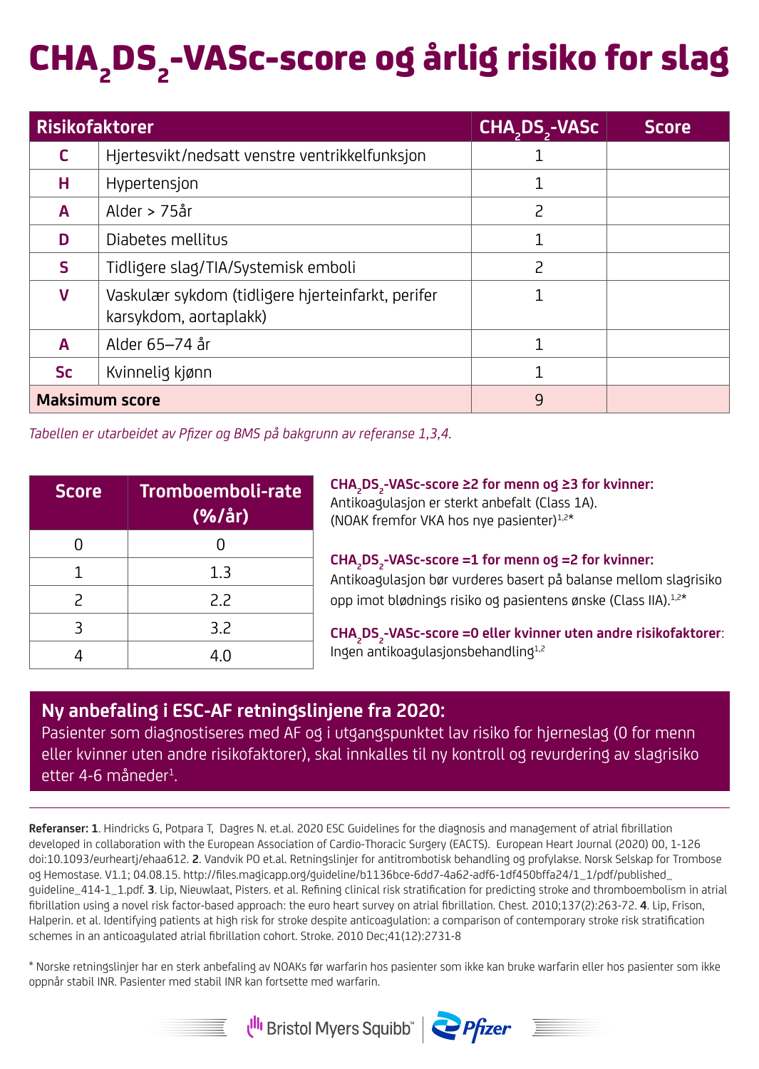# $CHA_2DS_2$-VASc-score og årlig risiko for slag

| Risikofaktorer | | $CHA_2DS_2$-VASc | Score |
|---|---|---|---|
| **C** | Hjertesvikt/nedsatt venstre ventrikkelfunksjon | 1 | |
| **H** | Hypertensjon | 1 | |
| **A** | Alder > 75år | 2 | |
| **D** | Diabetes mellitus | 1 | |
| **S** | Tidligere slag/TIA/Systemisk emboli | 2 | |
| **V** | Vaskulær sykdom (tidligere hjerteinfarkt, perifer karsykdom, aortaplakk) | 1 | |
| **A** | Alder 65–74 år | 1 | |
| **Sc** | Kvinnelig kjønn | 1 | |
| **Maksimum score** | | 9 | |

*Tabellen er utarbeidet av Pfizer og BMS på bakgrunn av referanse 1,3,4.*

| Score | Tromboemboli-rate (%/år) |
|---|---|
| 0 | 0 |
| 1 | 1.3 |
| 2 | 2.2 |
| 3 | 3.2 |
| 4 | 4.0 |

**$CHA_2DS_2$-VASc-score ≥2 for menn og ≥3 for kvinner:**
Antikoagulasjon er sterkt anbefalt (Class 1A).
(NOAK fremfor VKA hos nye pasienter)[1,2*]

**$CHA_2DS_2$-VASc-score =1 for menn og =2 for kvinner:**
Antikoagulasjon bør vurderes basert på balanse mellom slagrisiko opp imot blødnings risiko og pasientens ønske (Class IIA).[1,2*]

**$CHA_2DS_2$-VASc-score =0 eller kvinner uten andre risikofaktorer:**
Ingen antikoagulasjonsbehandling[1,2]

**Ny anbefaling i ESC-AF retningslinjene fra 2020:**
Pasienter som diagnostiseres med AF og i utgangspunktet lav risiko for hjerneslag (0 for menn eller kvinner uten andre risikofaktorer), skal innkalles til ny kontroll og revurdering av slagrisiko etter 4-6 måneder[1].

---

**Referanser:** **1**. Hindricks G, Potpara T, Dagres N. et.al. 2020 ESC Guidelines for the diagnosis and management of atrial fibrillation developed in collaboration with the European Association of Cardio-Thoracic Surgery (EACTS). European Heart Journal (2020) 00, 1-126 doi:10.1093/eurheartj/ehaa612. **2**. Vandvik PO et.al. Retningslinjer for antitrombotisk behandling og profylakse. Norsk Selskap for Trombose og Hemostase. V1.1; 04.08.15. http://files.magicapp.org/guideline/b1136bce-6dd7-4a62-adf6-1df450bffa24/1_1/pdf/published_guideline_414-1_1.pdf. **3**. Lip, Nieuwlaat, Pisters. et al. Refining clinical risk stratification for predicting stroke and thromboembolism in atrial fibrillation using a novel risk factor-based approach: the euro heart survey on atrial fibrillation. Chest. 2010;137(2):263-72. **4**. Lip, Frison, Halperin. et al. Identifying patients at high risk for stroke despite anticoagulation: a comparison of contemporary stroke risk stratification schemes in an anticoagulated atrial fibrillation cohort. Stroke. 2010 Dec;41(12):2731-8

* Norske retningslinjer har en sterk anbefaling av NOAKs før warfarin hos pasienter som ikke kan bruke warfarin eller hos pasienter som ikke oppnår stabil INR. Pasienter med stabil INR kan fortsette med warfarin.

Bristol Myers Squibb™ | Pfizer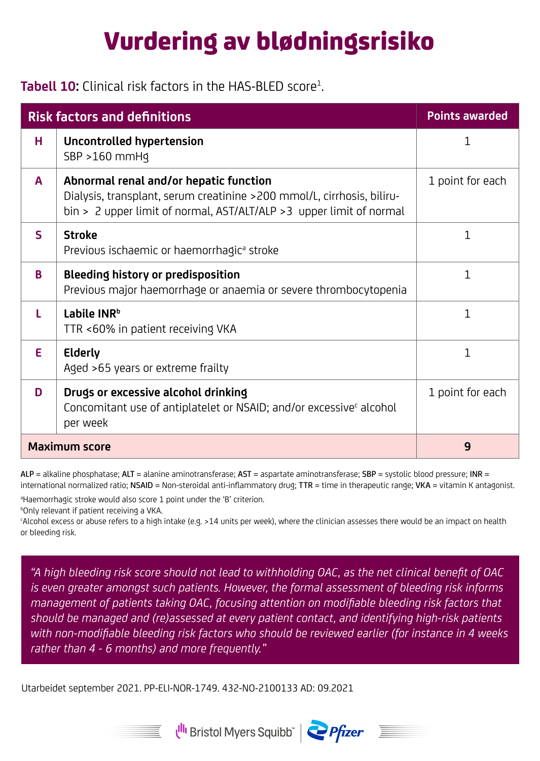# Vurdering av blødningsrisiko

**Tabell 10:** Clinical risk factors in the HAS-BLED score[1].

| | Risk factors and definitions | Points awarded |
|---|---|---|
| **H** | **Uncontrolled hypertension** SBP >160 mmHg | 1 |
| **A** | **Abnormal renal and/or hepatic function** Dialysis, transplant, serum creatinine >200 mmol/L, cirrhosis, bilirubin > 2 upper limit of normal, AST/ALT/ALP >3 upper limit of normal | 1 point for each |
| **S** | **Stroke** Previous ischaemic or haemorrhagic[a] stroke | 1 |
| **B** | **Bleeding history or predisposition** Previous major haemorrhage or anaemia or severe thrombocytopenia | 1 |
| **L** | **Labile INR**[b] TTR <60% in patient receiving VKA | 1 |
| **E** | **Elderly** Aged >65 years or extreme frailty | 1 |
| **D** | **Drugs or excessive alcohol drinking** Concomitant use of antiplatelet or NSAID; and/or excessive[c] alcohol per week | 1 point for each |
| **Maximum score** | | **9** |

**ALP** = alkaline phosphatase; **ALT** = alanine aminotransferase; **AST** = aspartate aminotransferase; **SBP** = systolic blood pressure; **INR** = international normalized ratio; **NSAID** = Non-steroidal anti-inflammatory drug; **TTR** = time in therapeutic range; **VKA** = vitamin K antagonist.

[a]Haemorrhagic stroke would also score 1 point under the 'B' criterion.

[b]Only relevant if patient receiving a VKA.

[c]Alcohol excess or abuse refers to a high intake (e.g. >14 units per week), where the clinician assesses there would be an impact on health or bleeding risk.

*"A high bleeding risk score should not lead to withholding OAC, as the net clinical benefit of OAC is even greater amongst such patients. However, the formal assessment of bleeding risk informs management of patients taking OAC, focusing attention on modifiable bleeding risk factors that should be managed and (re)assessed at every patient contact, and identifying high-risk patients with non-modifiable bleeding risk factors who should be reviewed earlier (for instance in 4 weeks rather than 4 - 6 months) and more frequently."*

Utarbeidet september 2021. PP-ELI-NOR-1749. 432-NO-2100133 AD: 09.2021

Bristol Myers Squibb™ Pfizer